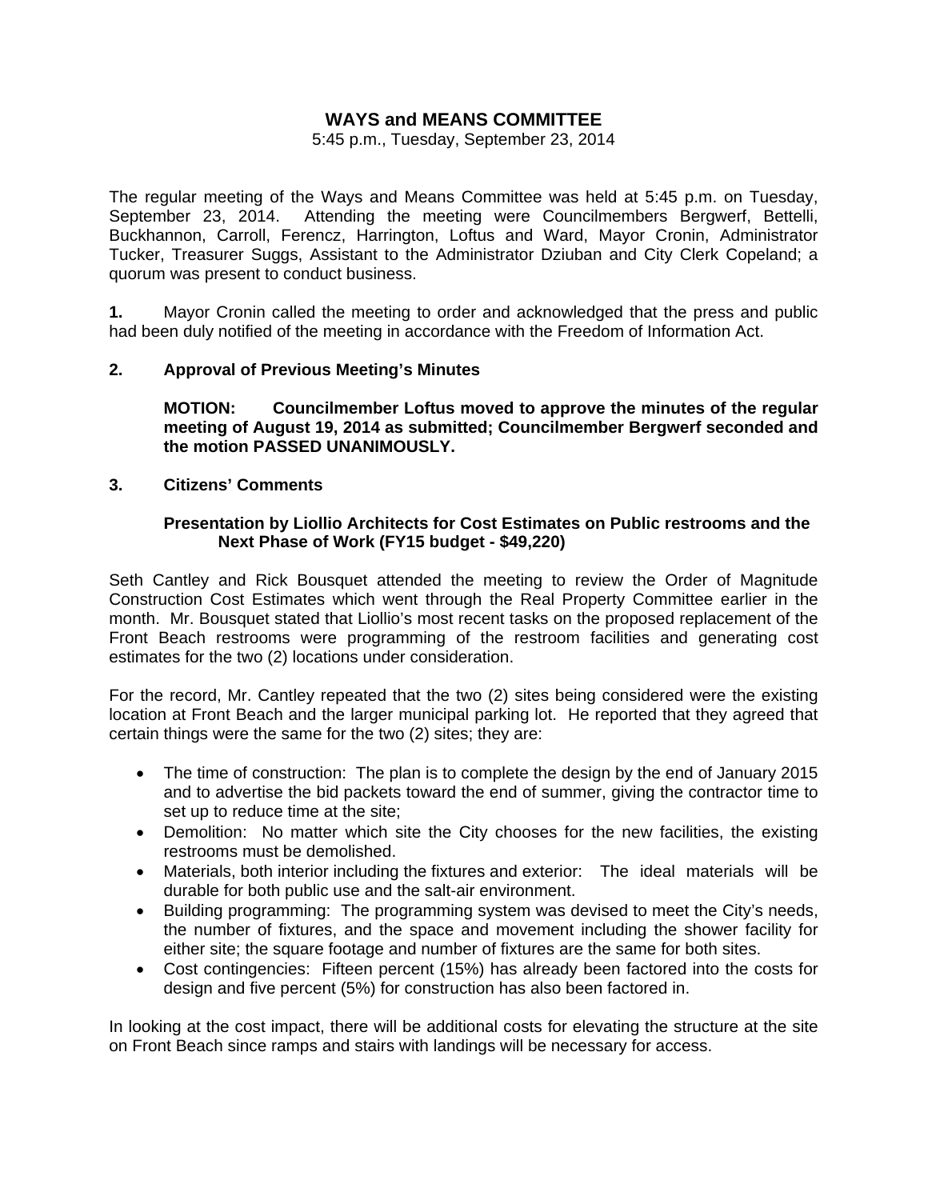# WAYS and MEANS COMMITTEE

5:45 p.m., Tuesday, September 23, 2014

The regular meeting of the Ways and Means Committee was held at 5:45 p.m. on Tuesday, September 23, 2014. Attending the meeting were Councilmembers Bergwerf, Bettelli, Buckhannon, Carroll, Ferencz, Harrington, Loftus and Ward, Mayor Cronin, Administrator Tucker, Treasurer Suggs, Assistant to the Administrator Dziuban and City Clerk Copeland; a quorum was present to conduct business.

**1.** Mayor Cronin called the meeting to order and acknowledged that the press and public had been duly notified of the meeting in accordance with the Freedom of Information Act.

**2. Approval of Previous Meeting's Minutes**

**MOTION: Councilmember Loftus moved to approve the minutes of the regular meeting of August 19, 2014 as submitted; Councilmember Bergwerf seconded and the motion PASSED UNANIMOUSLY.**

**3. Citizens' Comments**

**Presentation by Liollio Architects for Cost Estimates on Public restrooms and the Next Phase of Work (FY15 budget - $49,220)**

Seth Cantley and Rick Bousquet attended the meeting to review the Order of Magnitude Construction Cost Estimates which went through the Real Property Committee earlier in the month. Mr. Bousquet stated that Liollio's most recent tasks on the proposed replacement of the Front Beach restrooms were programming of the restroom facilities and generating cost estimates for the two (2) locations under consideration.

For the record, Mr. Cantley repeated that the two (2) sites being considered were the existing location at Front Beach and the larger municipal parking lot. He reported that they agreed that certain things were the same for the two (2) sites; they are:

- The time of construction: The plan is to complete the design by the end of January 2015 and to advertise the bid packets toward the end of summer, giving the contractor time to set up to reduce time at the site;
- Demolition: No matter which site the City chooses for the new facilities, the existing restrooms must be demolished.
- Materials, both interior including the fixtures and exterior: The ideal materials will be durable for both public use and the salt-air environment.
- Building programming: The programming system was devised to meet the City's needs, the number of fixtures, and the space and movement including the shower facility for either site; the square footage and number of fixtures are the same for both sites.
- Cost contingencies: Fifteen percent (15%) has already been factored into the costs for design and five percent (5%) for construction has also been factored in.

In looking at the cost impact, there will be additional costs for elevating the structure at the site on Front Beach since ramps and stairs with landings will be necessary for access.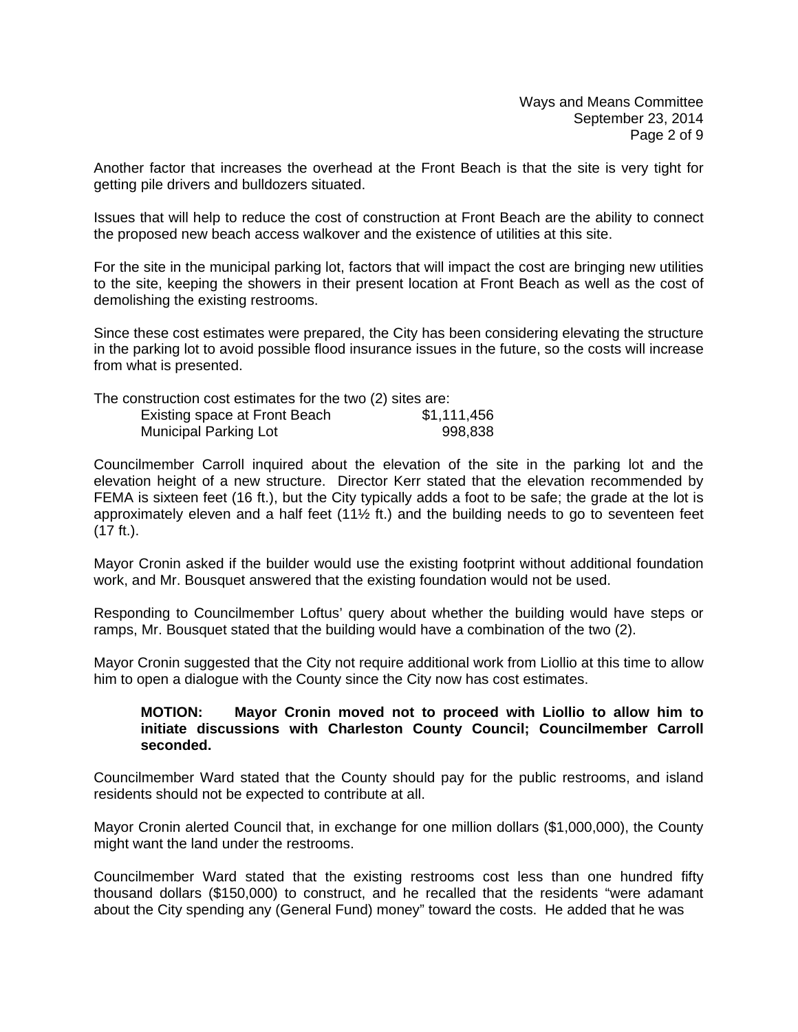Another factor that increases the overhead at the Front Beach is that the site is very tight for getting pile drivers and bulldozers situated.

Issues that will help to reduce the cost of construction at Front Beach are the ability to connect the proposed new beach access walkover and the existence of utilities at this site.

For the site in the municipal parking lot, factors that will impact the cost are bringing new utilities to the site, keeping the showers in their present location at Front Beach as well as the cost of demolishing the existing restrooms.

Since these cost estimates were prepared, the City has been considering elevating the structure in the parking lot to avoid possible flood insurance issues in the future, so the costs will increase from what is presented.

The construction cost estimates for the two (2) sites are:

| | |
|---|---|
| Existing space at Front Beach | $1,111,456 |
| Municipal Parking Lot | 998,838 |

Councilmember Carroll inquired about the elevation of the site in the parking lot and the elevation height of a new structure. Director Kerr stated that the elevation recommended by FEMA is sixteen feet (16 ft.), but the City typically adds a foot to be safe; the grade at the lot is approximately eleven and a half feet (11½ ft.) and the building needs to go to seventeen feet (17 ft.).

Mayor Cronin asked if the builder would use the existing footprint without additional foundation work, and Mr. Bousquet answered that the existing foundation would not be used.

Responding to Councilmember Loftus' query about whether the building would have steps or ramps, Mr. Bousquet stated that the building would have a combination of the two (2).

Mayor Cronin suggested that the City not require additional work from Liollio at this time to allow him to open a dialogue with the County since the City now has cost estimates.

> **MOTION: Mayor Cronin moved not to proceed with Liollio to allow him to initiate discussions with Charleston County Council; Councilmember Carroll seconded.**

Councilmember Ward stated that the County should pay for the public restrooms, and island residents should not be expected to contribute at all.

Mayor Cronin alerted Council that, in exchange for one million dollars ($1,000,000), the County might want the land under the restrooms.

Councilmember Ward stated that the existing restrooms cost less than one hundred fifty thousand dollars ($150,000) to construct, and he recalled that the residents "were adamant about the City spending any (General Fund) money" toward the costs. He added that he was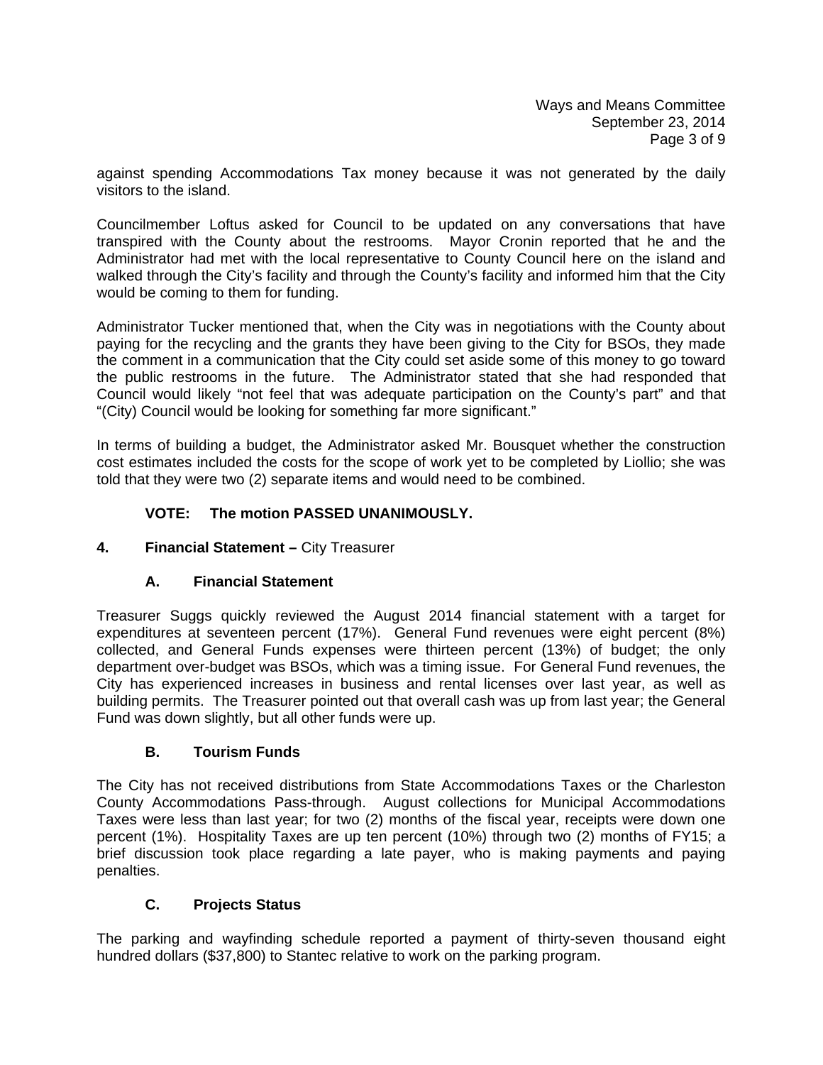against spending Accommodations Tax money because it was not generated by the daily visitors to the island.

Councilmember Loftus asked for Council to be updated on any conversations that have transpired with the County about the restrooms. Mayor Cronin reported that he and the Administrator had met with the local representative to County Council here on the island and walked through the City's facility and through the County's facility and informed him that the City would be coming to them for funding.

Administrator Tucker mentioned that, when the City was in negotiations with the County about paying for the recycling and the grants they have been giving to the City for BSOs, they made the comment in a communication that the City could set aside some of this money to go toward the public restrooms in the future. The Administrator stated that she had responded that Council would likely "not feel that was adequate participation on the County's part" and that "(City) Council would be looking for something far more significant."

In terms of building a budget, the Administrator asked Mr. Bousquet whether the construction cost estimates included the costs for the scope of work yet to be completed by Liollio; she was told that they were two (2) separate items and would need to be combined.

**VOTE: The motion PASSED UNANIMOUSLY.**

**4. Financial Statement –** City Treasurer

**A. Financial Statement**

Treasurer Suggs quickly reviewed the August 2014 financial statement with a target for expenditures at seventeen percent (17%). General Fund revenues were eight percent (8%) collected, and General Funds expenses were thirteen percent (13%) of budget; the only department over-budget was BSOs, which was a timing issue. For General Fund revenues, the City has experienced increases in business and rental licenses over last year, as well as building permits. The Treasurer pointed out that overall cash was up from last year; the General Fund was down slightly, but all other funds were up.

**B. Tourism Funds**

The City has not received distributions from State Accommodations Taxes or the Charleston County Accommodations Pass-through. August collections for Municipal Accommodations Taxes were less than last year; for two (2) months of the fiscal year, receipts were down one percent (1%). Hospitality Taxes are up ten percent (10%) through two (2) months of FY15; a brief discussion took place regarding a late payer, who is making payments and paying penalties.

**C. Projects Status**

The parking and wayfinding schedule reported a payment of thirty-seven thousand eight hundred dollars ($37,800) to Stantec relative to work on the parking program.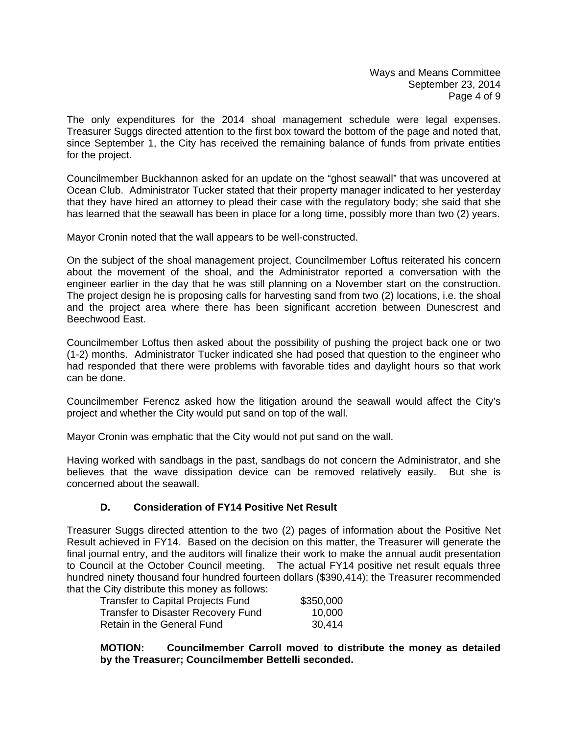The only expenditures for the 2014 shoal management schedule were legal expenses. Treasurer Suggs directed attention to the first box toward the bottom of the page and noted that, since September 1, the City has received the remaining balance of funds from private entities for the project.

Councilmember Buckhannon asked for an update on the "ghost seawall" that was uncovered at Ocean Club. Administrator Tucker stated that their property manager indicated to her yesterday that they have hired an attorney to plead their case with the regulatory body; she said that she has learned that the seawall has been in place for a long time, possibly more than two (2) years.

Mayor Cronin noted that the wall appears to be well-constructed.

On the subject of the shoal management project, Councilmember Loftus reiterated his concern about the movement of the shoal, and the Administrator reported a conversation with the engineer earlier in the day that he was still planning on a November start on the construction. The project design he is proposing calls for harvesting sand from two (2) locations, i.e. the shoal and the project area where there has been significant accretion between Dunescrest and Beechwood East.

Councilmember Loftus then asked about the possibility of pushing the project back one or two (1-2) months. Administrator Tucker indicated she had posed that question to the engineer who had responded that there were problems with favorable tides and daylight hours so that work can be done.

Councilmember Ferencz asked how the litigation around the seawall would affect the City's project and whether the City would put sand on top of the wall.

Mayor Cronin was emphatic that the City would not put sand on the wall.

Having worked with sandbags in the past, sandbags do not concern the Administrator, and she believes that the wave dissipation device can be removed relatively easily. But she is concerned about the seawall.

### D. Consideration of FY14 Positive Net Result

Treasurer Suggs directed attention to the two (2) pages of information about the Positive Net Result achieved in FY14. Based on the decision on this matter, the Treasurer will generate the final journal entry, and the auditors will finalize their work to make the annual audit presentation to Council at the October Council meeting. The actual FY14 positive net result equals three hundred ninety thousand four hundred fourteen dollars ($390,414); the Treasurer recommended that the City distribute this money as follows:

| | |
|---|---|
| Transfer to Capital Projects Fund | $350,000 |
| Transfer to Disaster Recovery Fund | 10,000 |
| Retain in the General Fund | 30,414 |

**MOTION: Councilmember Carroll moved to distribute the money as detailed by the Treasurer; Councilmember Bettelli seconded.**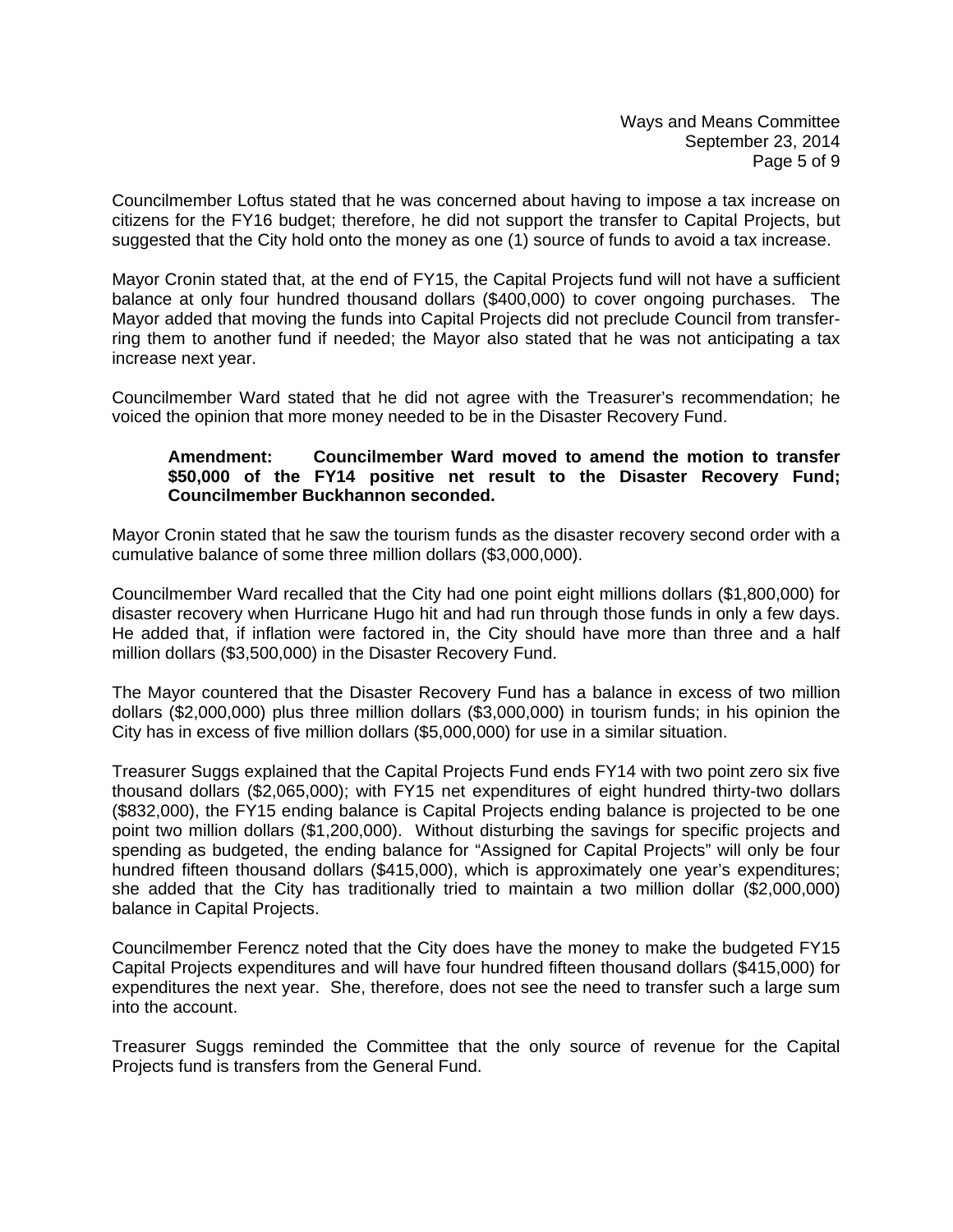Councilmember Loftus stated that he was concerned about having to impose a tax increase on citizens for the FY16 budget; therefore, he did not support the transfer to Capital Projects, but suggested that the City hold onto the money as one (1) source of funds to avoid a tax increase.

Mayor Cronin stated that, at the end of FY15, the Capital Projects fund will not have a sufficient balance at only four hundred thousand dollars ($400,000) to cover ongoing purchases. The Mayor added that moving the funds into Capital Projects did not preclude Council from transferring them to another fund if needed; the Mayor also stated that he was not anticipating a tax increase next year.

Councilmember Ward stated that he did not agree with the Treasurer's recommendation; he voiced the opinion that more money needed to be in the Disaster Recovery Fund.

> **Amendment: Councilmember Ward moved to amend the motion to transfer $50,000 of the FY14 positive net result to the Disaster Recovery Fund; Councilmember Buckhannon seconded.**

Mayor Cronin stated that he saw the tourism funds as the disaster recovery second order with a cumulative balance of some three million dollars ($3,000,000).

Councilmember Ward recalled that the City had one point eight millions dollars ($1,800,000) for disaster recovery when Hurricane Hugo hit and had run through those funds in only a few days. He added that, if inflation were factored in, the City should have more than three and a half million dollars ($3,500,000) in the Disaster Recovery Fund.

The Mayor countered that the Disaster Recovery Fund has a balance in excess of two million dollars ($2,000,000) plus three million dollars ($3,000,000) in tourism funds; in his opinion the City has in excess of five million dollars ($5,000,000) for use in a similar situation.

Treasurer Suggs explained that the Capital Projects Fund ends FY14 with two point zero six five thousand dollars ($2,065,000); with FY15 net expenditures of eight hundred thirty-two dollars ($832,000), the FY15 ending balance is Capital Projects ending balance is projected to be one point two million dollars ($1,200,000). Without disturbing the savings for specific projects and spending as budgeted, the ending balance for "Assigned for Capital Projects" will only be four hundred fifteen thousand dollars ($415,000), which is approximately one year's expenditures; she added that the City has traditionally tried to maintain a two million dollar ($2,000,000) balance in Capital Projects.

Councilmember Ferencz noted that the City does have the money to make the budgeted FY15 Capital Projects expenditures and will have four hundred fifteen thousand dollars ($415,000) for expenditures the next year. She, therefore, does not see the need to transfer such a large sum into the account.

Treasurer Suggs reminded the Committee that the only source of revenue for the Capital Projects fund is transfers from the General Fund.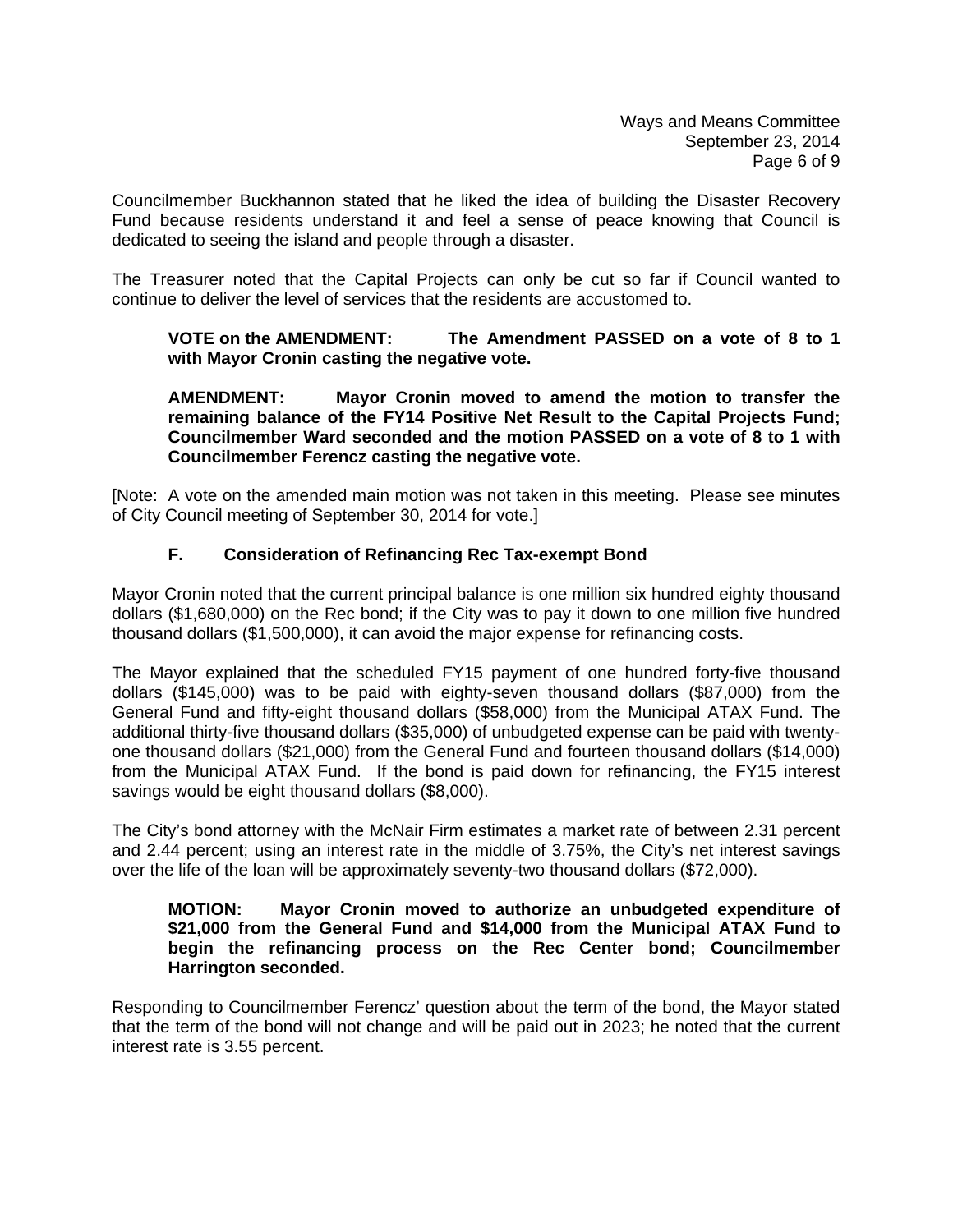Councilmember Buckhannon stated that he liked the idea of building the Disaster Recovery Fund because residents understand it and feel a sense of peace knowing that Council is dedicated to seeing the island and people through a disaster.

The Treasurer noted that the Capital Projects can only be cut so far if Council wanted to continue to deliver the level of services that the residents are accustomed to.

> **VOTE on the AMENDMENT: The Amendment PASSED on a vote of 8 to 1 with Mayor Cronin casting the negative vote.**
>
> **AMENDMENT: Mayor Cronin moved to amend the motion to transfer the remaining balance of the FY14 Positive Net Result to the Capital Projects Fund; Councilmember Ward seconded and the motion PASSED on a vote of 8 to 1 with Councilmember Ferencz casting the negative vote.**

[Note: A vote on the amended main motion was not taken in this meeting. Please see minutes of City Council meeting of September 30, 2014 for vote.]

### F. Consideration of Refinancing Rec Tax-exempt Bond

Mayor Cronin noted that the current principal balance is one million six hundred eighty thousand dollars ($1,680,000) on the Rec bond; if the City was to pay it down to one million five hundred thousand dollars ($1,500,000), it can avoid the major expense for refinancing costs.

The Mayor explained that the scheduled FY15 payment of one hundred forty-five thousand dollars ($145,000) was to be paid with eighty-seven thousand dollars ($87,000) from the General Fund and fifty-eight thousand dollars ($58,000) from the Municipal ATAX Fund. The additional thirty-five thousand dollars ($35,000) of unbudgeted expense can be paid with twenty-one thousand dollars ($21,000) from the General Fund and fourteen thousand dollars ($14,000) from the Municipal ATAX Fund. If the bond is paid down for refinancing, the FY15 interest savings would be eight thousand dollars ($8,000).

The City's bond attorney with the McNair Firm estimates a market rate of between 2.31 percent and 2.44 percent; using an interest rate in the middle of 3.75%, the City's net interest savings over the life of the loan will be approximately seventy-two thousand dollars ($72,000).

> **MOTION: Mayor Cronin moved to authorize an unbudgeted expenditure of $21,000 from the General Fund and $14,000 from the Municipal ATAX Fund to begin the refinancing process on the Rec Center bond; Councilmember Harrington seconded.**

Responding to Councilmember Ferencz' question about the term of the bond, the Mayor stated that the term of the bond will not change and will be paid out in 2023; he noted that the current interest rate is 3.55 percent.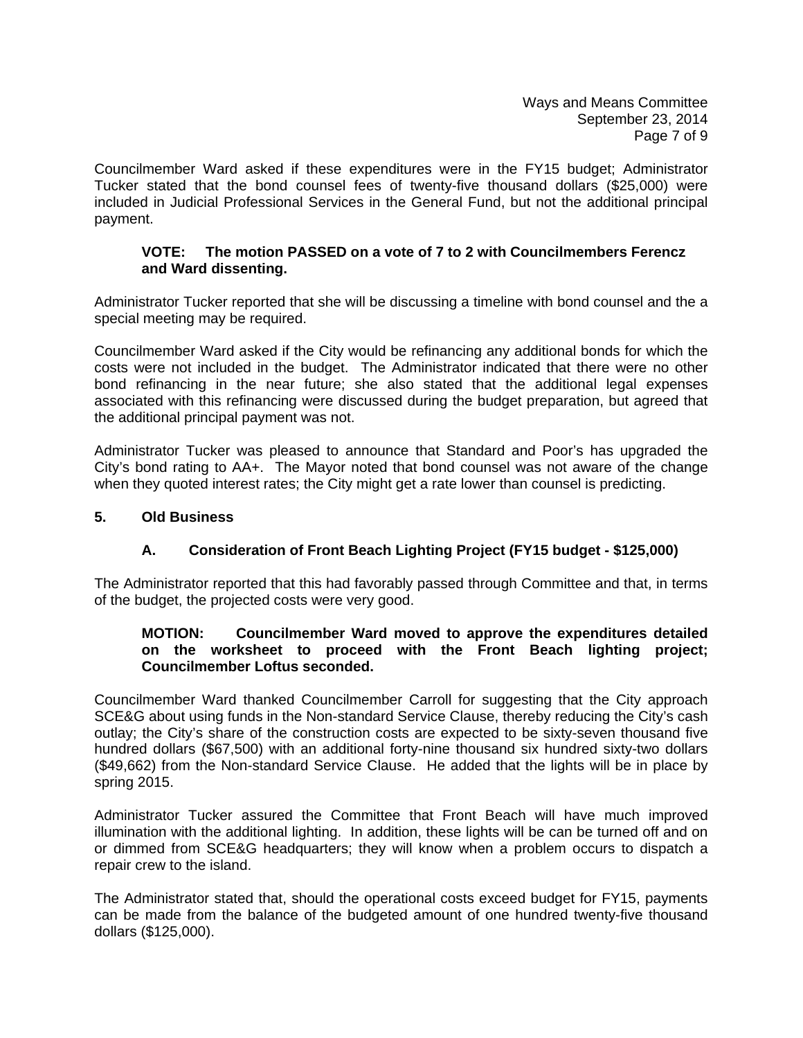Councilmember Ward asked if these expenditures were in the FY15 budget; Administrator Tucker stated that the bond counsel fees of twenty-five thousand dollars ($25,000) were included in Judicial Professional Services in the General Fund, but not the additional principal payment.

> **VOTE: The motion PASSED on a vote of 7 to 2 with Councilmembers Ferencz and Ward dissenting.**

Administrator Tucker reported that she will be discussing a timeline with bond counsel and the a special meeting may be required.

Councilmember Ward asked if the City would be refinancing any additional bonds for which the costs were not included in the budget. The Administrator indicated that there were no other bond refinancing in the near future; she also stated that the additional legal expenses associated with this refinancing were discussed during the budget preparation, but agreed that the additional principal payment was not.

Administrator Tucker was pleased to announce that Standard and Poor's has upgraded the City's bond rating to AA+. The Mayor noted that bond counsel was not aware of the change when they quoted interest rates; the City might get a rate lower than counsel is predicting.

## 5. Old Business

### A. Consideration of Front Beach Lighting Project (FY15 budget - $125,000)

The Administrator reported that this had favorably passed through Committee and that, in terms of the budget, the projected costs were very good.

> **MOTION: Councilmember Ward moved to approve the expenditures detailed on the worksheet to proceed with the Front Beach lighting project; Councilmember Loftus seconded.**

Councilmember Ward thanked Councilmember Carroll for suggesting that the City approach SCE&G about using funds in the Non-standard Service Clause, thereby reducing the City's cash outlay; the City's share of the construction costs are expected to be sixty-seven thousand five hundred dollars ($67,500) with an additional forty-nine thousand six hundred sixty-two dollars ($49,662) from the Non-standard Service Clause. He added that the lights will be in place by spring 2015.

Administrator Tucker assured the Committee that Front Beach will have much improved illumination with the additional lighting. In addition, these lights will be can be turned off and on or dimmed from SCE&G headquarters; they will know when a problem occurs to dispatch a repair crew to the island.

The Administrator stated that, should the operational costs exceed budget for FY15, payments can be made from the balance of the budgeted amount of one hundred twenty-five thousand dollars ($125,000).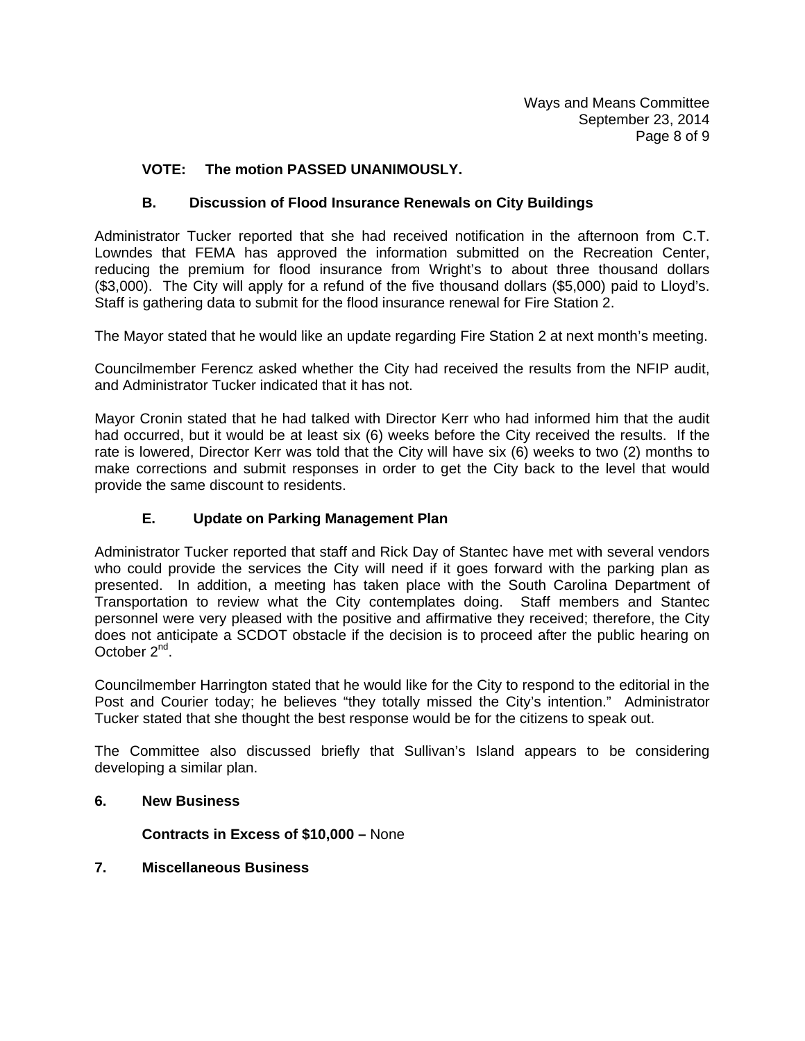**VOTE: The motion PASSED UNANIMOUSLY.**

### B. Discussion of Flood Insurance Renewals on City Buildings

Administrator Tucker reported that she had received notification in the afternoon from C.T. Lowndes that FEMA has approved the information submitted on the Recreation Center, reducing the premium for flood insurance from Wright's to about three thousand dollars ($3,000). The City will apply for a refund of the five thousand dollars ($5,000) paid to Lloyd's. Staff is gathering data to submit for the flood insurance renewal for Fire Station 2.

The Mayor stated that he would like an update regarding Fire Station 2 at next month's meeting.

Councilmember Ferencz asked whether the City had received the results from the NFIP audit, and Administrator Tucker indicated that it has not.

Mayor Cronin stated that he had talked with Director Kerr who had informed him that the audit had occurred, but it would be at least six (6) weeks before the City received the results. If the rate is lowered, Director Kerr was told that the City will have six (6) weeks to two (2) months to make corrections and submit responses in order to get the City back to the level that would provide the same discount to residents.

### E. Update on Parking Management Plan

Administrator Tucker reported that staff and Rick Day of Stantec have met with several vendors who could provide the services the City will need if it goes forward with the parking plan as presented. In addition, a meeting has taken place with the South Carolina Department of Transportation to review what the City contemplates doing. Staff members and Stantec personnel were very pleased with the positive and affirmative they received; therefore, the City does not anticipate a SCDOT obstacle if the decision is to proceed after the public hearing on October 2nd.

Councilmember Harrington stated that he would like for the City to respond to the editorial in the Post and Courier today; he believes "they totally missed the City's intention." Administrator Tucker stated that she thought the best response would be for the citizens to speak out.

The Committee also discussed briefly that Sullivan's Island appears to be considering developing a similar plan.

## 6. New Business

**Contracts in Excess of $10,000 –** None

## 7. Miscellaneous Business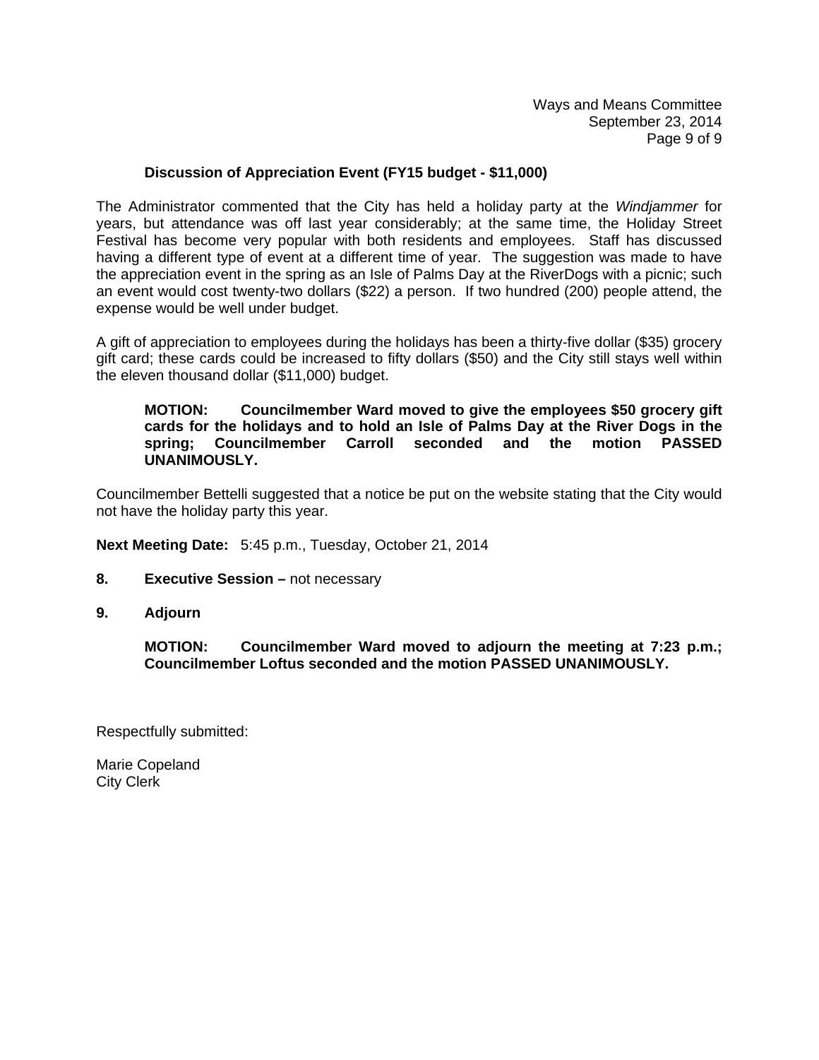**Discussion of Appreciation Event (FY15 budget - $11,000)**

The Administrator commented that the City has held a holiday party at the *Windjammer* for years, but attendance was off last year considerably; at the same time, the Holiday Street Festival has become very popular with both residents and employees. Staff has discussed having a different type of event at a different time of year. The suggestion was made to have the appreciation event in the spring as an Isle of Palms Day at the RiverDogs with a picnic; such an event would cost twenty-two dollars ($22) a person. If two hundred (200) people attend, the expense would be well under budget.

A gift of appreciation to employees during the holidays has been a thirty-five dollar ($35) grocery gift card; these cards could be increased to fifty dollars ($50) and the City still stays well within the eleven thousand dollar ($11,000) budget.

**MOTION: Councilmember Ward moved to give the employees $50 grocery gift cards for the holidays and to hold an Isle of Palms Day at the River Dogs in the spring; Councilmember Carroll seconded and the motion PASSED UNANIMOUSLY.**

Councilmember Bettelli suggested that a notice be put on the website stating that the City would not have the holiday party this year.

**Next Meeting Date:** 5:45 p.m., Tuesday, October 21, 2014

**8. Executive Session –** not necessary

**9. Adjourn**

**MOTION: Councilmember Ward moved to adjourn the meeting at 7:23 p.m.; Councilmember Loftus seconded and the motion PASSED UNANIMOUSLY.**

Respectfully submitted:

Marie Copeland
City Clerk